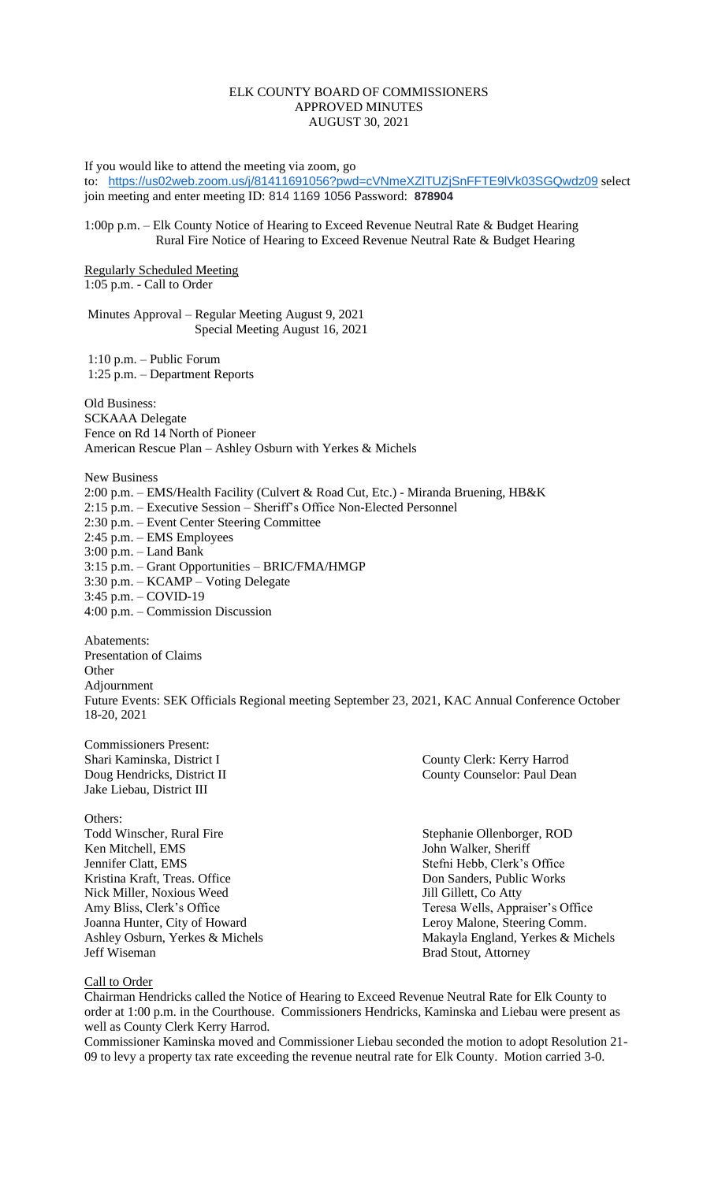# ELK COUNTY BOARD OF COMMISSIONERS
## APPROVED MINUTES
## AUGUST 30, 2021

If you would like to attend the meeting via zoom, go to: https://us02web.zoom.us/j/81411691056?pwd=cVNmeXZlTUZjSnFFTE9lVk03SGQwdz09 select join meeting and enter meeting ID: 814 1169 1056 Password: **878904**

1:00p p.m. – Elk County Notice of Hearing to Exceed Revenue Neutral Rate & Budget Hearing
Rural Fire Notice of Hearing to Exceed Revenue Neutral Rate & Budget Hearing

Regularly Scheduled Meeting
1:05 p.m. - Call to Order

Minutes Approval – Regular Meeting August 9, 2021
Special Meeting August 16, 2021

1:10 p.m. – Public Forum
1:25 p.m. – Department Reports

Old Business:
SCKAAA Delegate
Fence on Rd 14 North of Pioneer
American Rescue Plan – Ashley Osburn with Yerkes & Michels

New Business
2:00 p.m. – EMS/Health Facility (Culvert & Road Cut, Etc.) - Miranda Bruening, HB&K
2:15 p.m. – Executive Session – Sheriff's Office Non-Elected Personnel
2:30 p.m. – Event Center Steering Committee
2:45 p.m. – EMS Employees
3:00 p.m. – Land Bank
3:15 p.m. – Grant Opportunities – BRIC/FMA/HMGP
3:30 p.m. – KCAMP – Voting Delegate
3:45 p.m. – COVID-19
4:00 p.m. – Commission Discussion

Abatements:
Presentation of Claims
Other
Adjournment
Future Events: SEK Officials Regional meeting September 23, 2021, KAC Annual Conference October 18-20, 2021

Commissioners Present:
Shari Kaminska, District I
Doug Hendricks, District II
Jake Liebau, District III

County Clerk: Kerry Harrod
County Counselor: Paul Dean

Others:
Todd Winscher, Rural Fire
Ken Mitchell, EMS
Jennifer Clatt, EMS
Kristina Kraft, Treas. Office
Nick Miller, Noxious Weed
Amy Bliss, Clerk's Office
Joanna Hunter, City of Howard
Ashley Osburn, Yerkes & Michels
Jeff Wiseman

Stephanie Ollenborger, ROD
John Walker, Sheriff
Stefni Hebb, Clerk's Office
Don Sanders, Public Works
Jill Gillett, Co Atty
Teresa Wells, Appraiser's Office
Leroy Malone, Steering Comm.
Makayla England, Yerkes & Michels
Brad Stout, Attorney

Call to Order

Chairman Hendricks called the Notice of Hearing to Exceed Revenue Neutral Rate for Elk County to order at 1:00 p.m. in the Courthouse. Commissioners Hendricks, Kaminska and Liebau were present as well as County Clerk Kerry Harrod.

Commissioner Kaminska moved and Commissioner Liebau seconded the motion to adopt Resolution 21-09 to levy a property tax rate exceeding the revenue neutral rate for Elk County. Motion carried 3-0.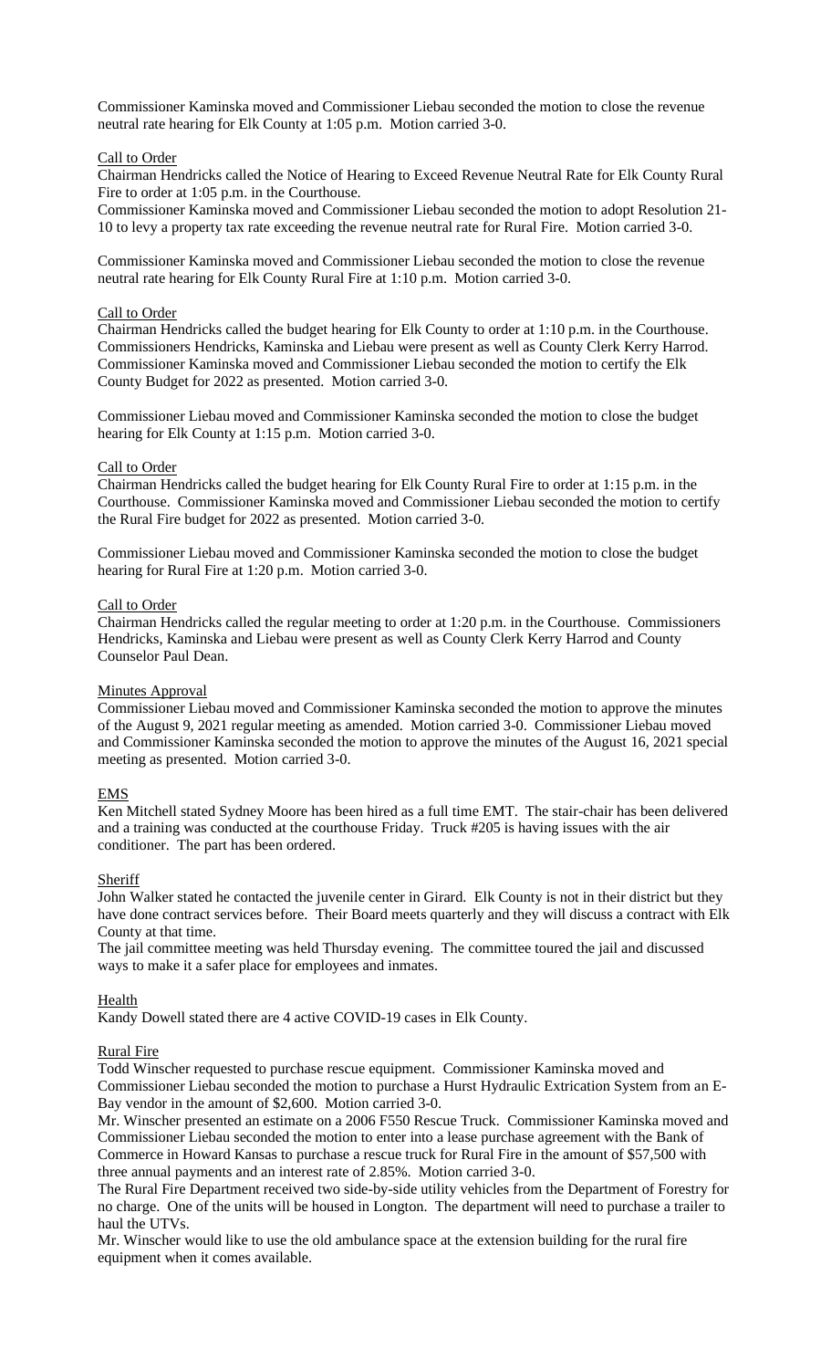Commissioner Kaminska moved and Commissioner Liebau seconded the motion to close the revenue neutral rate hearing for Elk County at 1:05 p.m. Motion carried 3-0.

Call to Order

Chairman Hendricks called the Notice of Hearing to Exceed Revenue Neutral Rate for Elk County Rural Fire to order at 1:05 p.m. in the Courthouse.

Commissioner Kaminska moved and Commissioner Liebau seconded the motion to adopt Resolution 21-10 to levy a property tax rate exceeding the revenue neutral rate for Rural Fire. Motion carried 3-0.

Commissioner Kaminska moved and Commissioner Liebau seconded the motion to close the revenue neutral rate hearing for Elk County Rural Fire at 1:10 p.m. Motion carried 3-0.

Call to Order

Chairman Hendricks called the budget hearing for Elk County to order at 1:10 p.m. in the Courthouse. Commissioners Hendricks, Kaminska and Liebau were present as well as County Clerk Kerry Harrod. Commissioner Kaminska moved and Commissioner Liebau seconded the motion to certify the Elk County Budget for 2022 as presented. Motion carried 3-0.

Commissioner Liebau moved and Commissioner Kaminska seconded the motion to close the budget hearing for Elk County at 1:15 p.m. Motion carried 3-0.

Call to Order

Chairman Hendricks called the budget hearing for Elk County Rural Fire to order at 1:15 p.m. in the Courthouse. Commissioner Kaminska moved and Commissioner Liebau seconded the motion to certify the Rural Fire budget for 2022 as presented. Motion carried 3-0.

Commissioner Liebau moved and Commissioner Kaminska seconded the motion to close the budget hearing for Rural Fire at 1:20 p.m. Motion carried 3-0.

Call to Order

Chairman Hendricks called the regular meeting to order at 1:20 p.m. in the Courthouse. Commissioners Hendricks, Kaminska and Liebau were present as well as County Clerk Kerry Harrod and County Counselor Paul Dean.

Minutes Approval

Commissioner Liebau moved and Commissioner Kaminska seconded the motion to approve the minutes of the August 9, 2021 regular meeting as amended. Motion carried 3-0. Commissioner Liebau moved and Commissioner Kaminska seconded the motion to approve the minutes of the August 16, 2021 special meeting as presented. Motion carried 3-0.

EMS

Ken Mitchell stated Sydney Moore has been hired as a full time EMT. The stair-chair has been delivered and a training was conducted at the courthouse Friday. Truck #205 is having issues with the air conditioner. The part has been ordered.

Sheriff

John Walker stated he contacted the juvenile center in Girard. Elk County is not in their district but they have done contract services before. Their Board meets quarterly and they will discuss a contract with Elk County at that time.

The jail committee meeting was held Thursday evening. The committee toured the jail and discussed ways to make it a safer place for employees and inmates.

Health

Kandy Dowell stated there are 4 active COVID-19 cases in Elk County.

Rural Fire

Todd Winscher requested to purchase rescue equipment. Commissioner Kaminska moved and Commissioner Liebau seconded the motion to purchase a Hurst Hydraulic Extrication System from an E-Bay vendor in the amount of $2,600. Motion carried 3-0.

Mr. Winscher presented an estimate on a 2006 F550 Rescue Truck. Commissioner Kaminska moved and Commissioner Liebau seconded the motion to enter into a lease purchase agreement with the Bank of Commerce in Howard Kansas to purchase a rescue truck for Rural Fire in the amount of $57,500 with three annual payments and an interest rate of 2.85%. Motion carried 3-0.

The Rural Fire Department received two side-by-side utility vehicles from the Department of Forestry for no charge. One of the units will be housed in Longton. The department will need to purchase a trailer to haul the UTVs.

Mr. Winscher would like to use the old ambulance space at the extension building for the rural fire equipment when it comes available.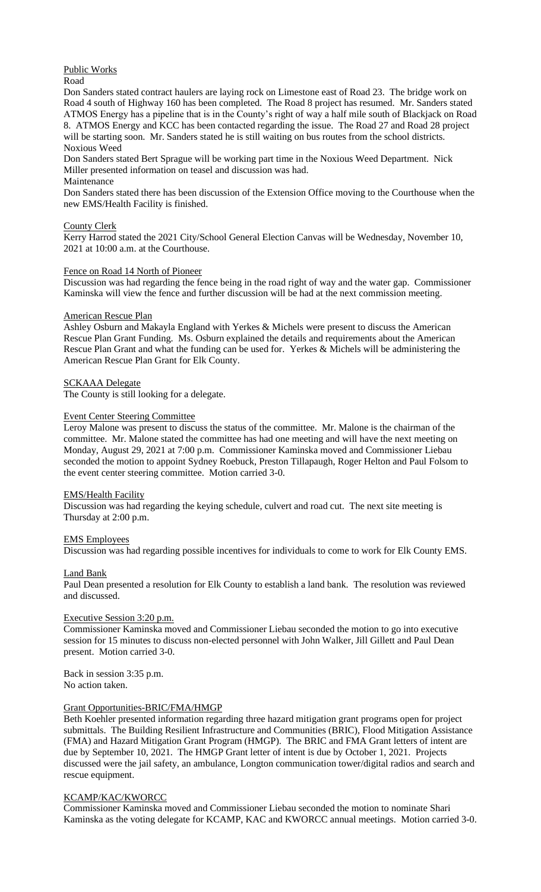## Public Works

### Road

Don Sanders stated contract haulers are laying rock on Limestone east of Road 23. The bridge work on Road 4 south of Highway 160 has been completed. The Road 8 project has resumed. Mr. Sanders stated ATMOS Energy has a pipeline that is in the County's right of way a half mile south of Blackjack on Road 8. ATMOS Energy and KCC has been contacted regarding the issue. The Road 27 and Road 28 project will be starting soon. Mr. Sanders stated he is still waiting on bus routes from the school districts.

### Noxious Weed

Don Sanders stated Bert Sprague will be working part time in the Noxious Weed Department. Nick Miller presented information on teasel and discussion was had.

### Maintenance

Don Sanders stated there has been discussion of the Extension Office moving to the Courthouse when the new EMS/Health Facility is finished.

## County Clerk

Kerry Harrod stated the 2021 City/School General Election Canvas will be Wednesday, November 10, 2021 at 10:00 a.m. at the Courthouse.

## Fence on Road 14 North of Pioneer

Discussion was had regarding the fence being in the road right of way and the water gap. Commissioner Kaminska will view the fence and further discussion will be had at the next commission meeting.

## American Rescue Plan

Ashley Osburn and Makayla England with Yerkes & Michels were present to discuss the American Rescue Plan Grant Funding. Ms. Osburn explained the details and requirements about the American Rescue Plan Grant and what the funding can be used for. Yerkes & Michels will be administering the American Rescue Plan Grant for Elk County.

## SCKAAA Delegate

The County is still looking for a delegate.

## Event Center Steering Committee

Leroy Malone was present to discuss the status of the committee. Mr. Malone is the chairman of the committee. Mr. Malone stated the committee has had one meeting and will have the next meeting on Monday, August 29, 2021 at 7:00 p.m. Commissioner Kaminska moved and Commissioner Liebau seconded the motion to appoint Sydney Roebuck, Preston Tillapaugh, Roger Helton and Paul Folsom to the event center steering committee. Motion carried 3-0.

## EMS/Health Facility

Discussion was had regarding the keying schedule, culvert and road cut. The next site meeting is Thursday at 2:00 p.m.

## EMS Employees

Discussion was had regarding possible incentives for individuals to come to work for Elk County EMS.

## Land Bank

Paul Dean presented a resolution for Elk County to establish a land bank. The resolution was reviewed and discussed.

## Executive Session 3:20 p.m.

Commissioner Kaminska moved and Commissioner Liebau seconded the motion to go into executive session for 15 minutes to discuss non-elected personnel with John Walker, Jill Gillett and Paul Dean present. Motion carried 3-0.

Back in session 3:35 p.m.
No action taken.

## Grant Opportunities-BRIC/FMA/HMGP

Beth Koehler presented information regarding three hazard mitigation grant programs open for project submittals. The Building Resilient Infrastructure and Communities (BRIC), Flood Mitigation Assistance (FMA) and Hazard Mitigation Grant Program (HMGP). The BRIC and FMA Grant letters of intent are due by September 10, 2021. The HMGP Grant letter of intent is due by October 1, 2021. Projects discussed were the jail safety, an ambulance, Longton communication tower/digital radios and search and rescue equipment.

## KCAMP/KAC/KWORCC

Commissioner Kaminska moved and Commissioner Liebau seconded the motion to nominate Shari Kaminska as the voting delegate for KCAMP, KAC and KWORCC annual meetings. Motion carried 3-0.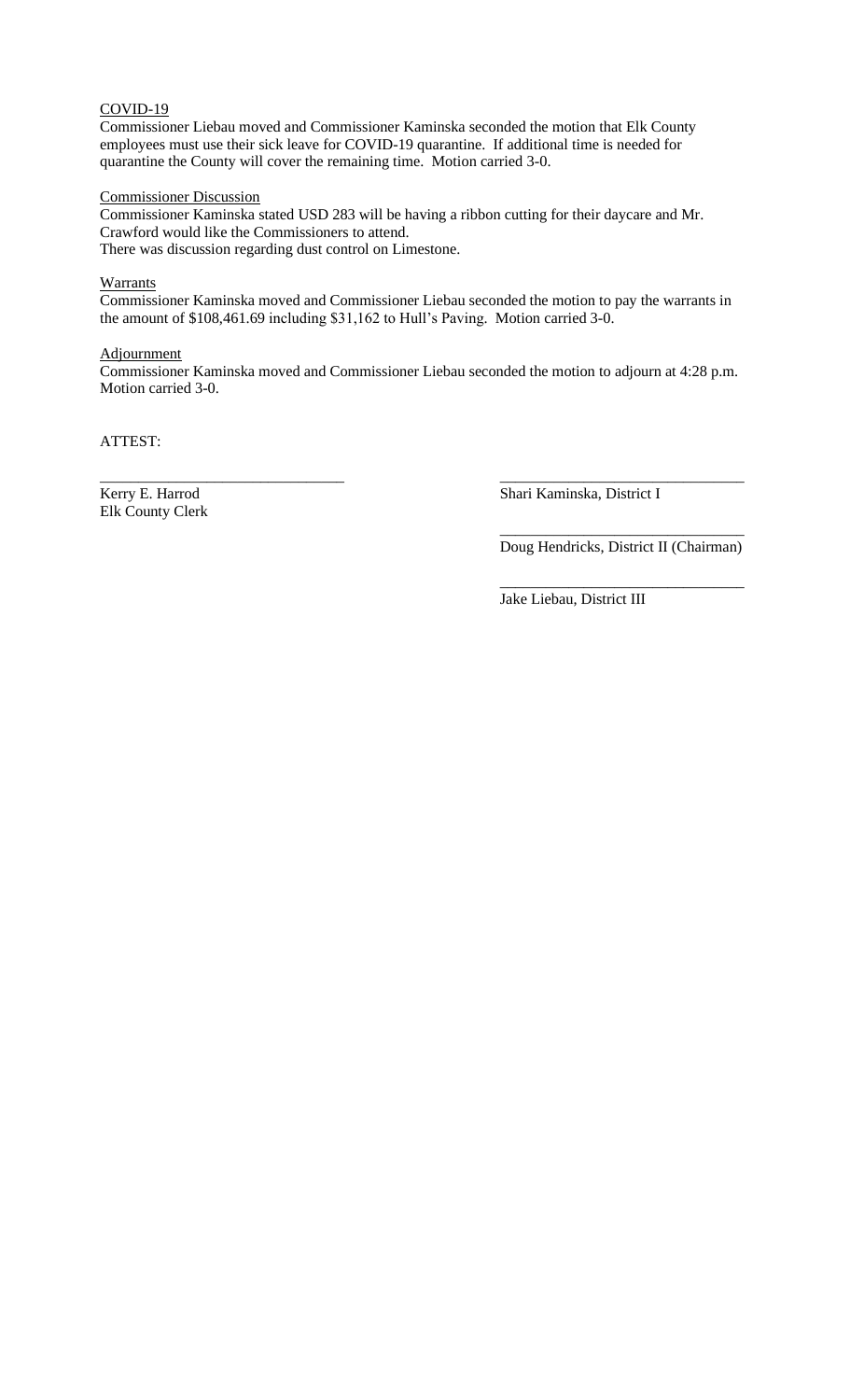COVID-19

Commissioner Liebau moved and Commissioner Kaminska seconded the motion that Elk County employees must use their sick leave for COVID-19 quarantine. If additional time is needed for quarantine the County will cover the remaining time. Motion carried 3-0.

Commissioner Discussion

Commissioner Kaminska stated USD 283 will be having a ribbon cutting for their daycare and Mr. Crawford would like the Commissioners to attend.
There was discussion regarding dust control on Limestone.

Warrants

Commissioner Kaminska moved and Commissioner Liebau seconded the motion to pay the warrants in the amount of $108,461.69 including $31,162 to Hull's Paving. Motion carried 3-0.

Adjournment

Commissioner Kaminska moved and Commissioner Liebau seconded the motion to adjourn at 4:28 p.m. Motion carried 3-0.

ATTEST:

_______________________________
Kerry E. Harrod
Elk County Clerk

_______________________________
Shari Kaminska, District I

_______________________________
Doug Hendricks, District II (Chairman)

_______________________________
Jake Liebau, District III